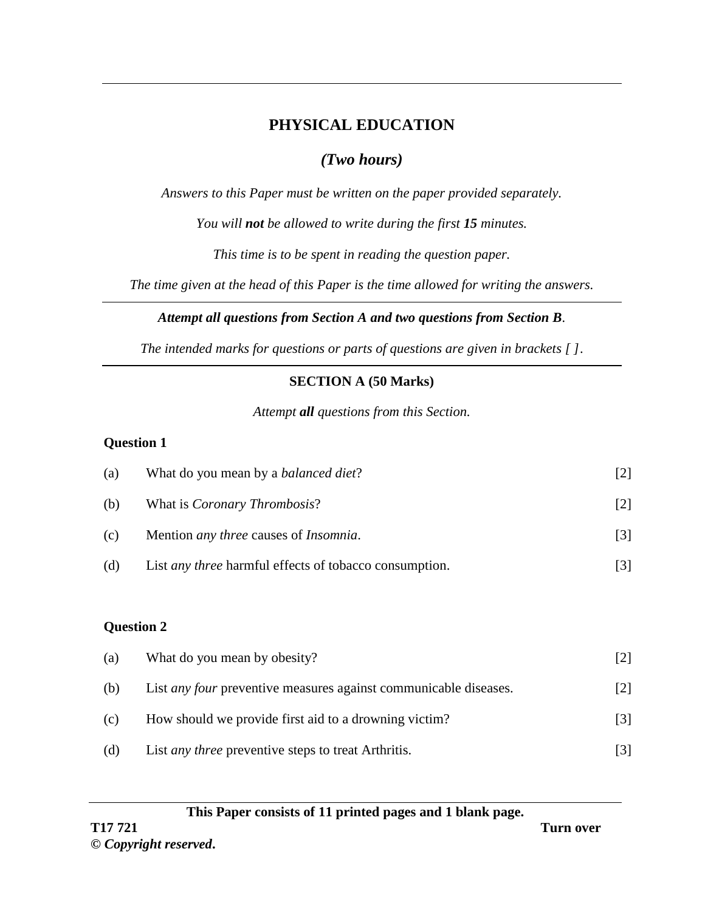# PHYSICAL EDUCATION

*(Two hours)*

*Answers to this Paper must be written on the paper provided separately.*

*You will **not** be allowed to write during the first **15** minutes.*

*This time is to be spent in reading the question paper.*

*The time given at the head of this Paper is the time allowed for writing the answers.*

---

***Attempt all questions from Section A and two questions from Section B.***

*The intended marks for questions or parts of questions are given in brackets [ ].*

---

## SECTION A (50 Marks)

*Attempt **all** questions from this Section.*

### Question 1

(a) What do you mean by a *balanced diet*? [2]

(b) What is *Coronary Thrombosis*? [2]

(c) Mention *any three* causes of *Insomnia*. [3]

(d) List *any three* harmful effects of tobacco consumption. [3]

### Question 2

(a) What do you mean by obesity? [2]

(b) List *any four* preventive measures against communicable diseases. [2]

(c) How should we provide first aid to a drowning victim? [3]

(d) List *any three* preventive steps to treat Arthritis. [3]

---

**This Paper consists of 11 printed pages and 1 blank page.**

**T17 721** **Turn over**

***© Copyright reserved.***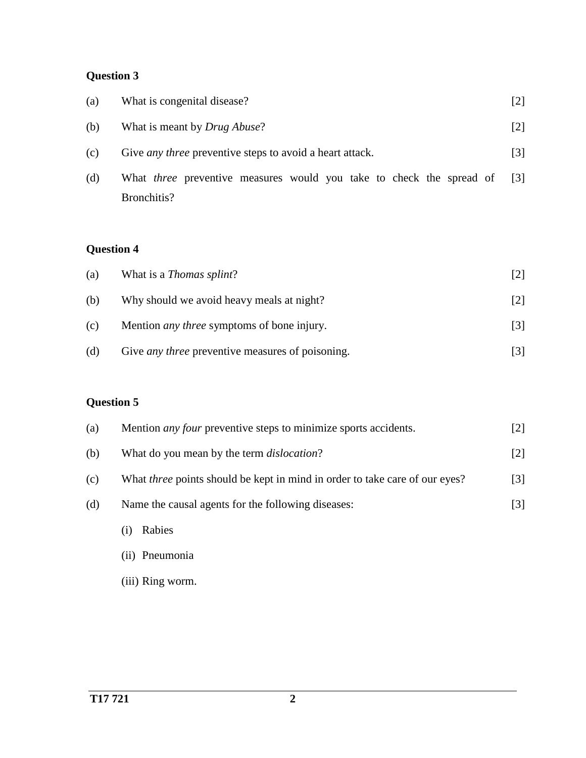**Question 3**

(a) What is congenital disease? [2]

(b) What is meant by *Drug Abuse*? [2]

(c) Give *any three* preventive steps to avoid a heart attack. [3]

(d) What *three* preventive measures would you take to check the spread of Bronchitis? [3]

**Question 4**

(a) What is a *Thomas splint*? [2]

(b) Why should we avoid heavy meals at night? [2]

(c) Mention *any three* symptoms of bone injury. [3]

(d) Give *any three* preventive measures of poisoning. [3]

**Question 5**

(a) Mention *any four* preventive steps to minimize sports accidents. [2]

(b) What do you mean by the term *dislocation*? [2]

(c) What *three* points should be kept in mind in order to take care of our eyes? [3]

(d) Name the causal agents for the following diseases: [3]

(i) Rabies

(ii) Pneumonia

(iii) Ring worm.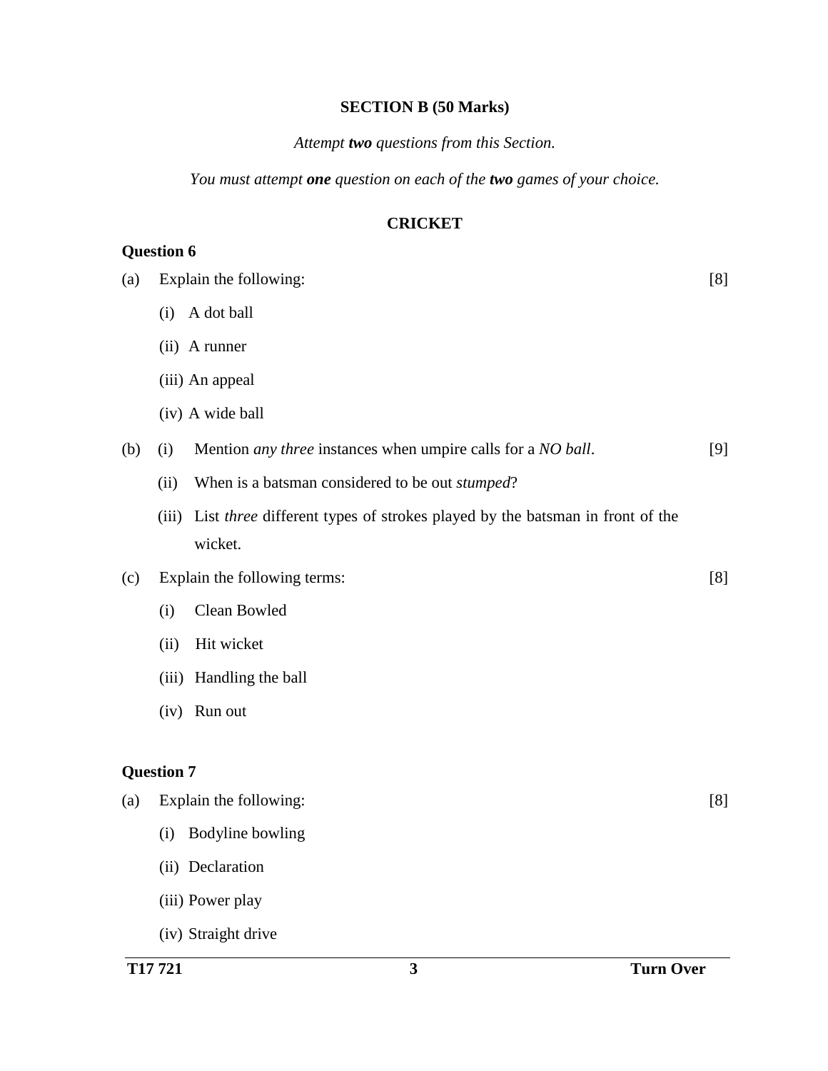## SECTION B (50 Marks)

*Attempt **two** questions from this Section.*

*You must attempt **one** question on each of the **two** games of your choice.*

### CRICKET

**Question 6**

(a) Explain the following: [8]

(i) A dot ball

(ii) A runner

(iii) An appeal

(iv) A wide ball

(b) (i) Mention *any three* instances when umpire calls for a *NO ball*. [9]

(ii) When is a batsman considered to be out *stumped*?

(iii) List *three* different types of strokes played by the batsman in front of the wicket.

(c) Explain the following terms: [8]

(i) Clean Bowled

(ii) Hit wicket

(iii) Handling the ball

(iv) Run out

**Question 7**

(a) Explain the following: [8]

(i) Bodyline bowling

(ii) Declaration

(iii) Power play

(iv) Straight drive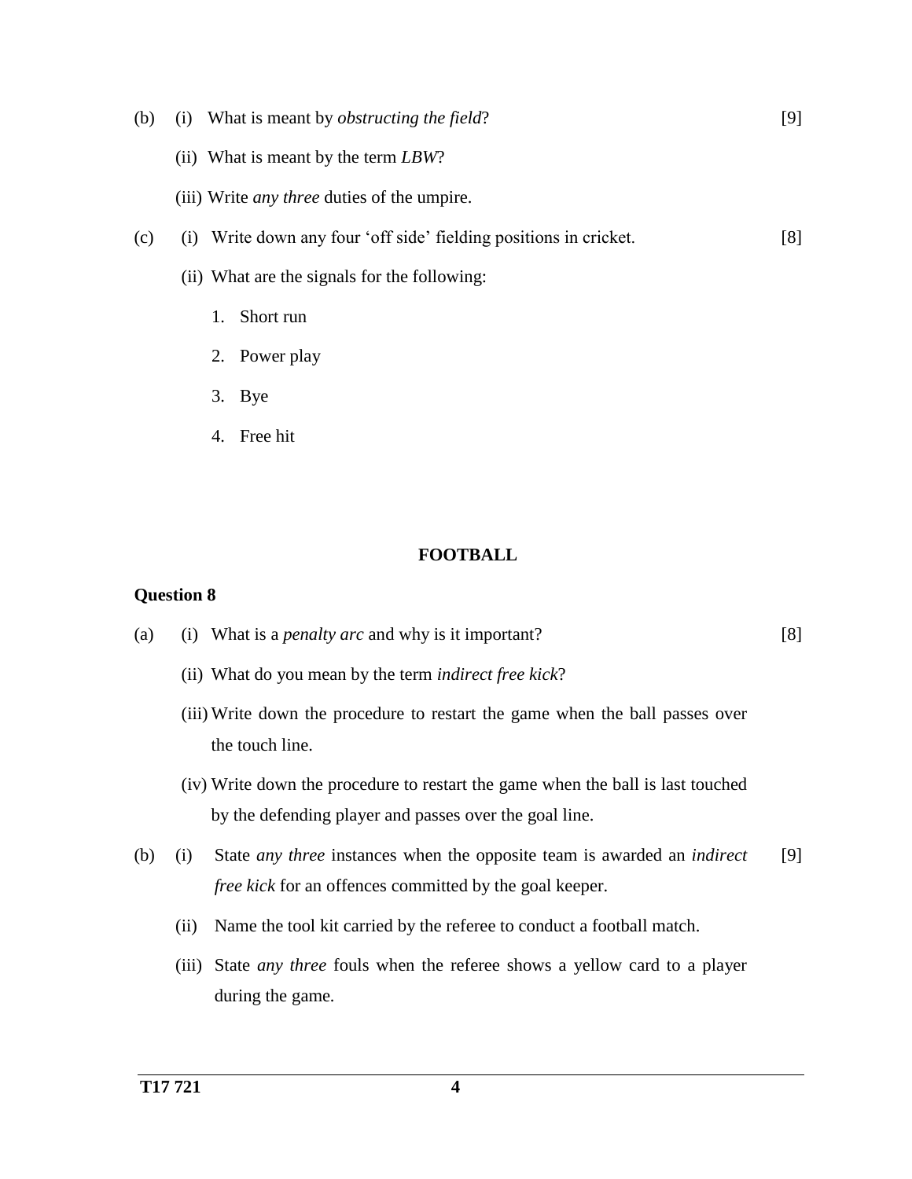(b) (i) What is meant by *obstructing the field*? [9]

(ii) What is meant by the term *LBW*?

(iii) Write *any three* duties of the umpire.

(c) (i) Write down any four 'off side' fielding positions in cricket. [8]

(ii) What are the signals for the following:

1. Short run
2. Power play
3. Bye
4. Free hit

## FOOTBALL

**Question 8**

(a) (i) What is a *penalty arc* and why is it important? [8]

(ii) What do you mean by the term *indirect free kick*?

(iii) Write down the procedure to restart the game when the ball passes over the touch line.

(iv) Write down the procedure to restart the game when the ball is last touched by the defending player and passes over the goal line.

(b) (i) State *any three* instances when the opposite team is awarded an *indirect free kick* for an offences committed by the goal keeper. [9]

(ii) Name the tool kit carried by the referee to conduct a football match.

(iii) State *any three* fouls when the referee shows a yellow card to a player during the game.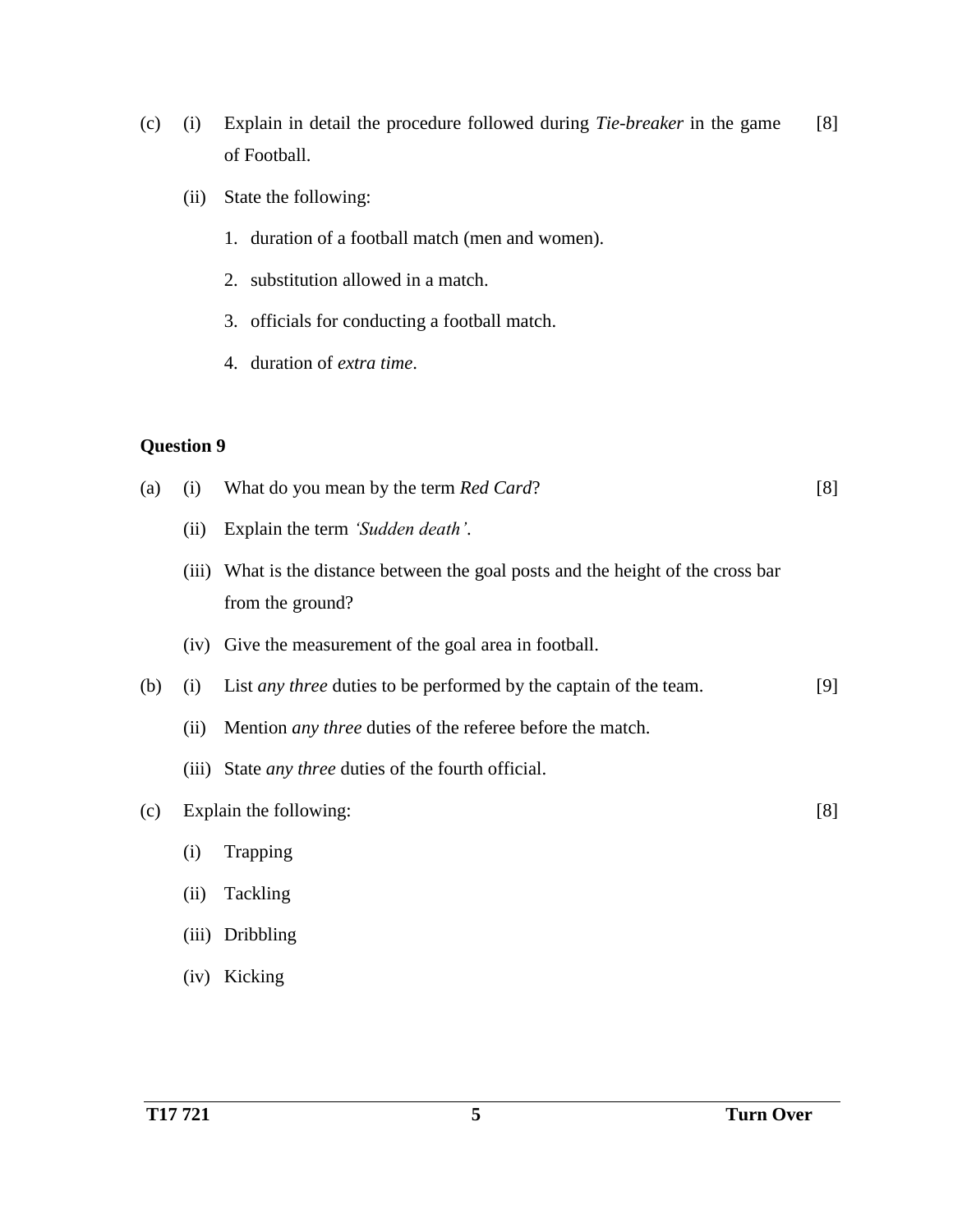(c) (i) Explain in detail the procedure followed during *Tie-breaker* in the game of Football. [8]

(ii) State the following:

1. duration of a football match (men and women).
2. substitution allowed in a match.
3. officials for conducting a football match.
4. duration of *extra time*.

**Question 9**

(a) (i) What do you mean by the term *Red Card*? [8]

(ii) Explain the term *'Sudden death'*.

(iii) What is the distance between the goal posts and the height of the cross bar from the ground?

(iv) Give the measurement of the goal area in football.

(b) (i) List *any three* duties to be performed by the captain of the team. [9]

(ii) Mention *any three* duties of the referee before the match.

(iii) State *any three* duties of the fourth official.

(c) Explain the following: [8]

(i) Trapping

(ii) Tackling

(iii) Dribbling

(iv) Kicking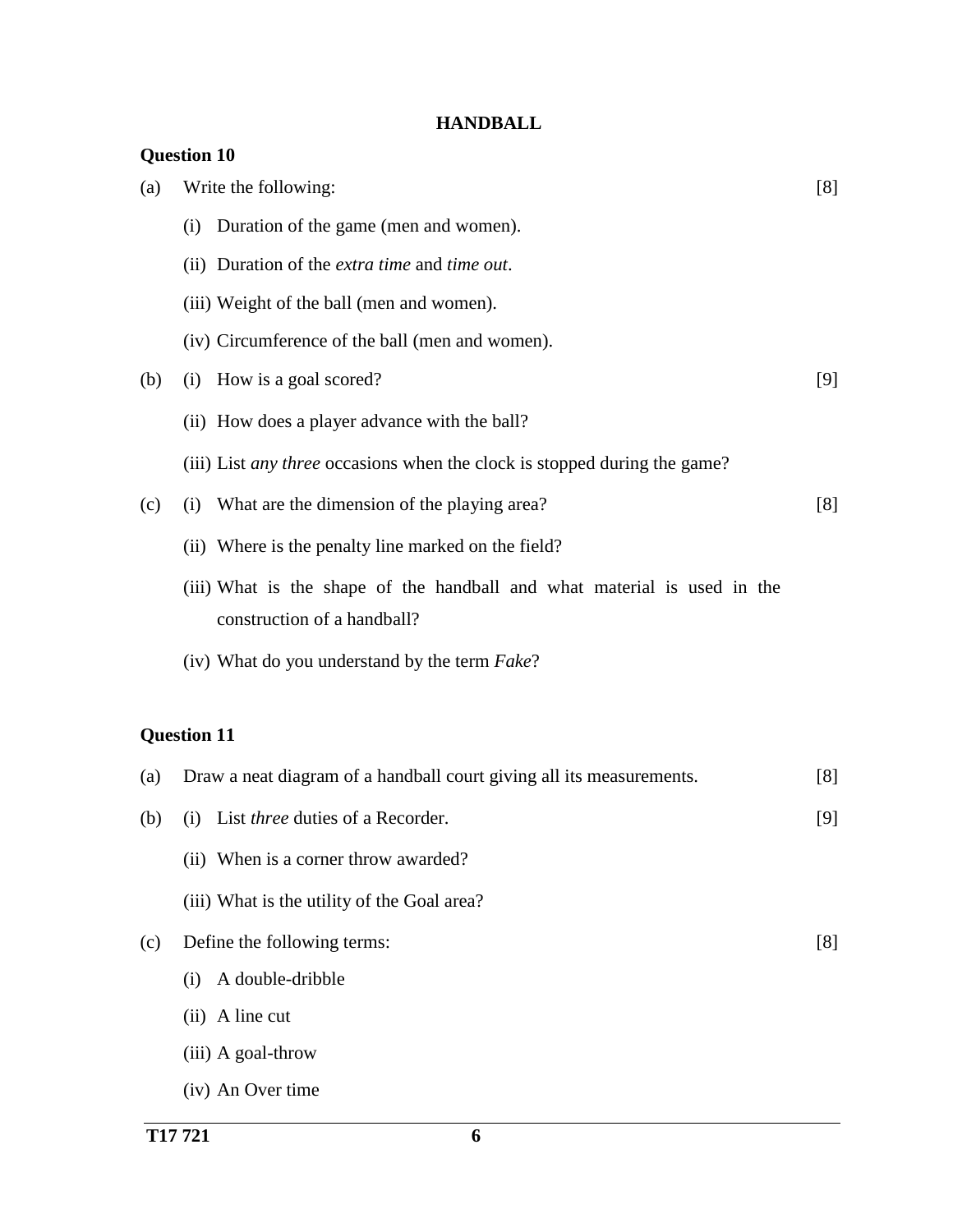# HANDBALL

**Question 10**

(a) Write the following: [8]

(i) Duration of the game (men and women).

(ii) Duration of the *extra time* and *time out*.

(iii) Weight of the ball (men and women).

(iv) Circumference of the ball (men and women).

(b) (i) How is a goal scored? [9]

(ii) How does a player advance with the ball?

(iii) List *any three* occasions when the clock is stopped during the game?

(c) (i) What are the dimension of the playing area? [8]

(ii) Where is the penalty line marked on the field?

(iii) What is the shape of the handball and what material is used in the construction of a handball?

(iv) What do you understand by the term *Fake*?

**Question 11**

(a) Draw a neat diagram of a handball court giving all its measurements. [8]

(b) (i) List *three* duties of a Recorder. [9]

(ii) When is a corner throw awarded?

(iii) What is the utility of the Goal area?

(c) Define the following terms: [8]

(i) A double-dribble

(ii) A line cut

(iii) A goal-throw

(iv) An Over time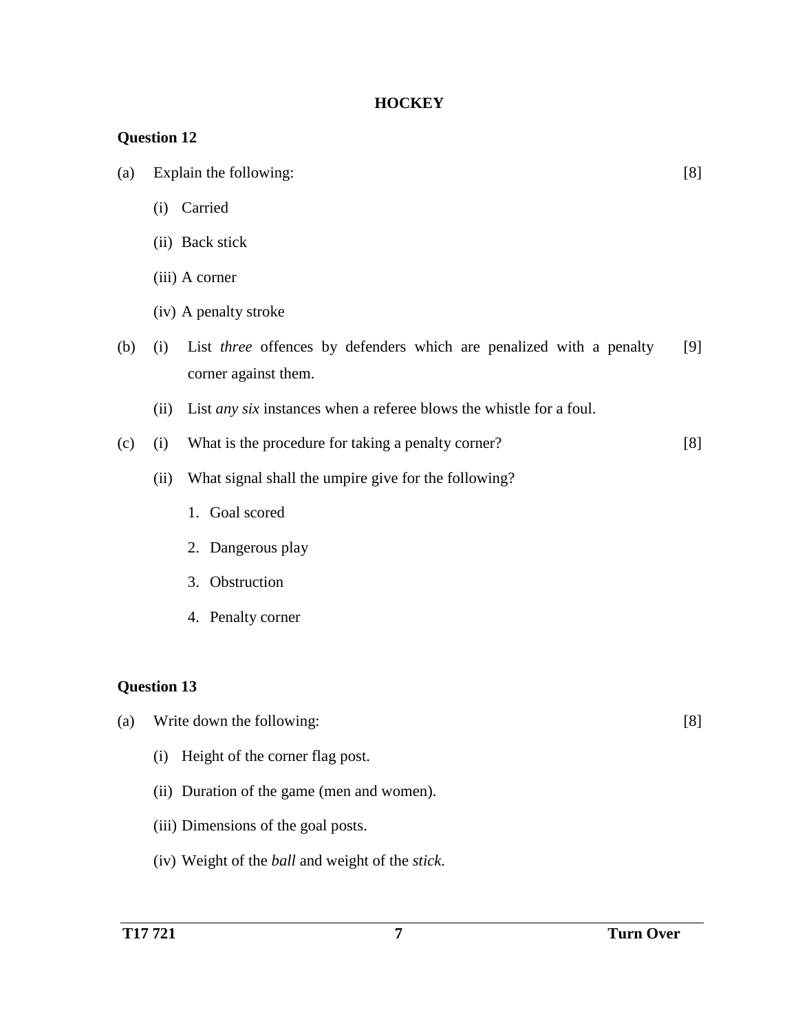## HOCKEY

### Question 12

(a) Explain the following: [8]

(i) Carried

(ii) Back stick

(iii) A corner

(iv) A penalty stroke

(b) (i) List *three* offences by defenders which are penalized with a penalty corner against them. [9]

(ii) List *any six* instances when a referee blows the whistle for a foul.

(c) (i) What is the procedure for taking a penalty corner? [8]

(ii) What signal shall the umpire give for the following?

1. Goal scored
2. Dangerous play
3. Obstruction
4. Penalty corner

### Question 13

(a) Write down the following: [8]

(i) Height of the corner flag post.

(ii) Duration of the game (men and women).

(iii) Dimensions of the goal posts.

(iv) Weight of the *ball* and weight of the *stick*.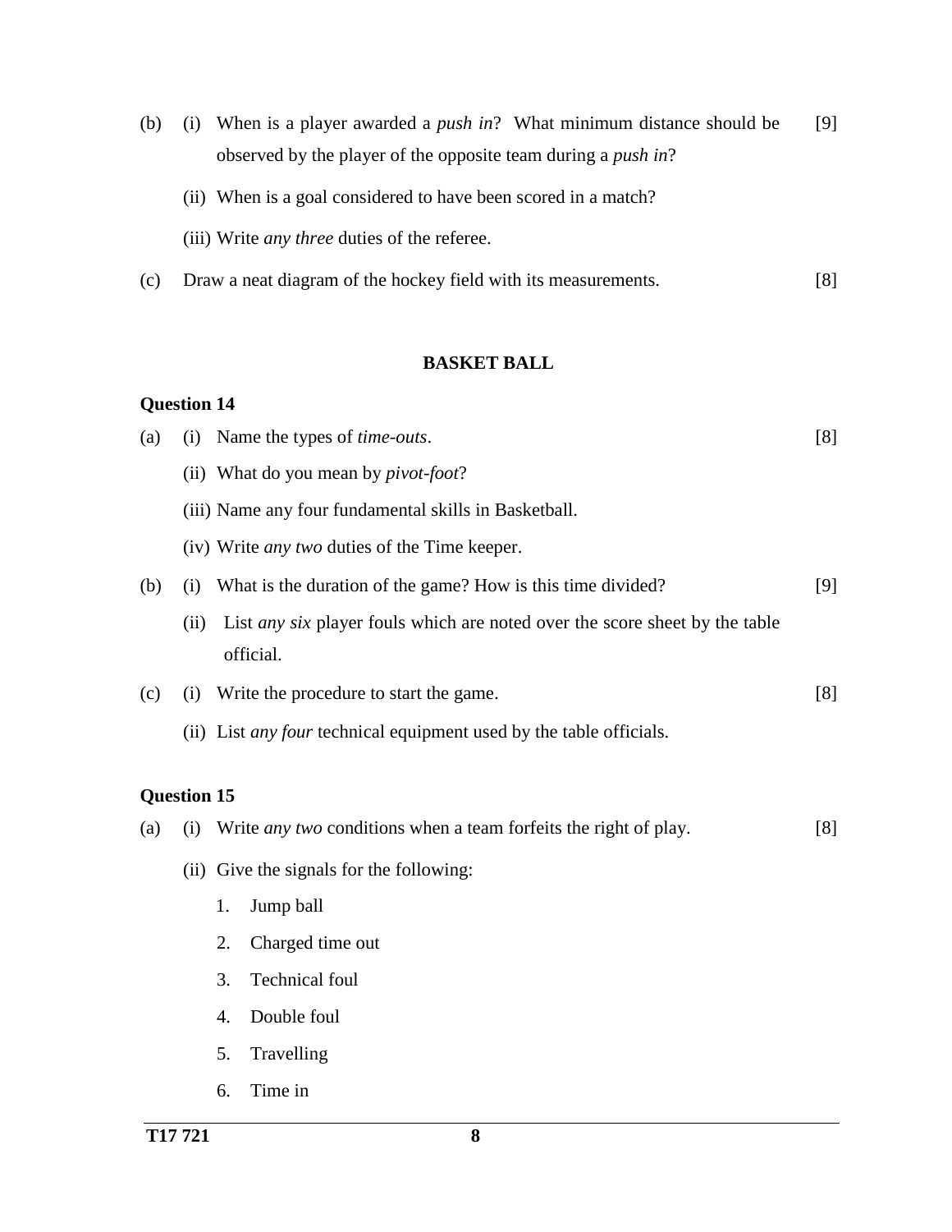(b) (i) When is a player awarded a *push in*? What minimum distance should be observed by the player of the opposite team during a *push in*? [9]

(ii) When is a goal considered to have been scored in a match?

(iii) Write *any three* duties of the referee.

(c) Draw a neat diagram of the hockey field with its measurements. [8]

## BASKET BALL

### Question 14

(a) (i) Name the types of *time-outs*. [8]

(ii) What do you mean by *pivot-foot*?

(iii) Name any four fundamental skills in Basketball.

(iv) Write *any two* duties of the Time keeper.

(b) (i) What is the duration of the game? How is this time divided? [9]

(ii) List *any six* player fouls which are noted over the score sheet by the table official.

(c) (i) Write the procedure to start the game. [8]

(ii) List *any four* technical equipment used by the table officials.

### Question 15

(a) (i) Write *any two* conditions when a team forfeits the right of play. [8]

(ii) Give the signals for the following:

1. Jump ball
2. Charged time out
3. Technical foul
4. Double foul
5. Travelling
6. Time in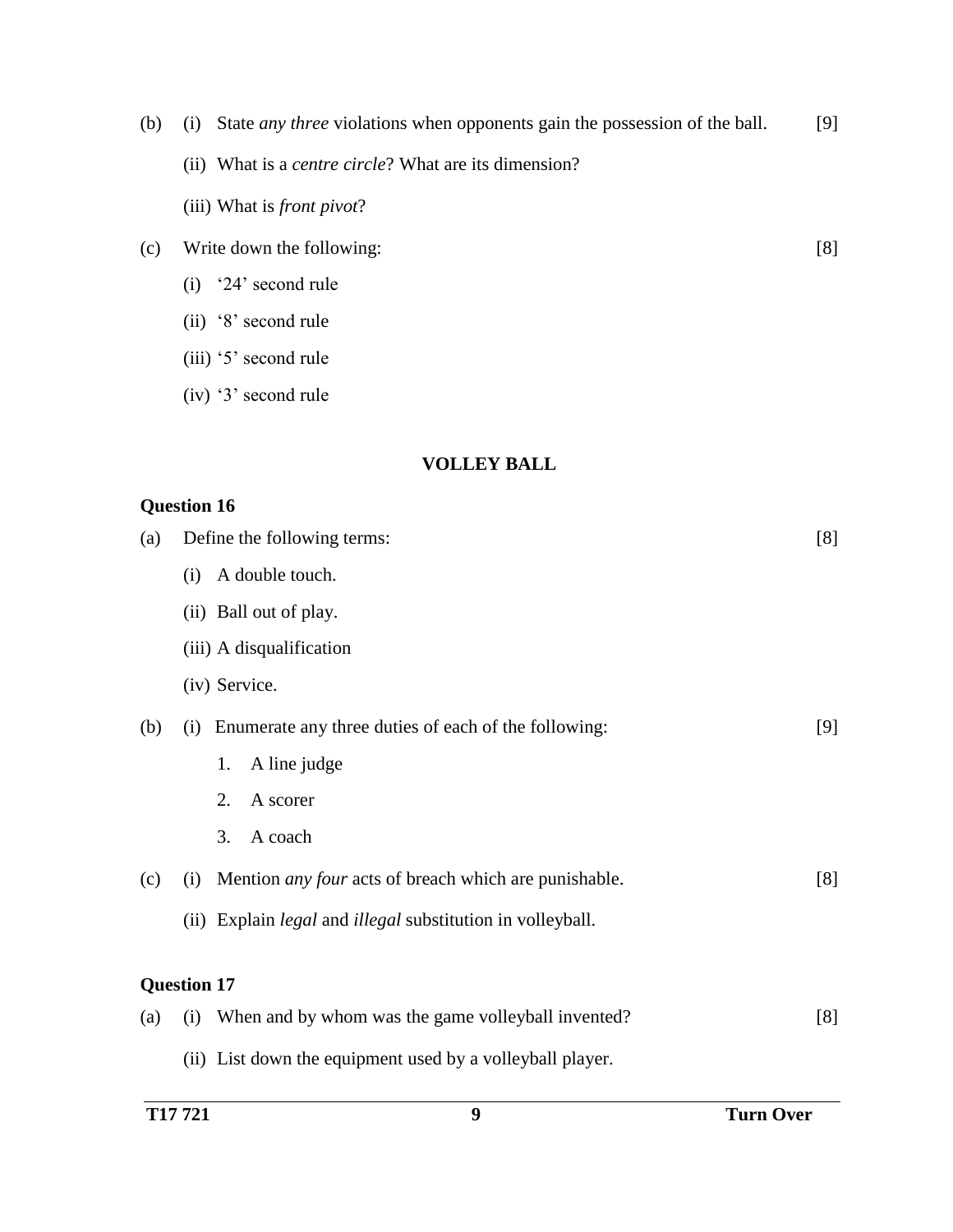(b) (i) State *any three* violations when opponents gain the possession of the ball. [9]

(ii) What is a *centre circle*? What are its dimension?

(iii) What is *front pivot*?

(c) Write down the following: [8]

(i) '24' second rule

(ii) '8' second rule

(iii) '5' second rule

(iv) '3' second rule

## VOLLEY BALL

### Question 16

(a) Define the following terms: [8]

(i) A double touch.

(ii) Ball out of play.

(iii) A disqualification

(iv) Service.

(b) (i) Enumerate any three duties of each of the following: [9]

1. A line judge
2. A scorer
3. A coach

(c) (i) Mention *any four* acts of breach which are punishable. [8]

(ii) Explain *legal* and *illegal* substitution in volleyball.

### Question 17

(a) (i) When and by whom was the game volleyball invented? [8]

(ii) List down the equipment used by a volleyball player.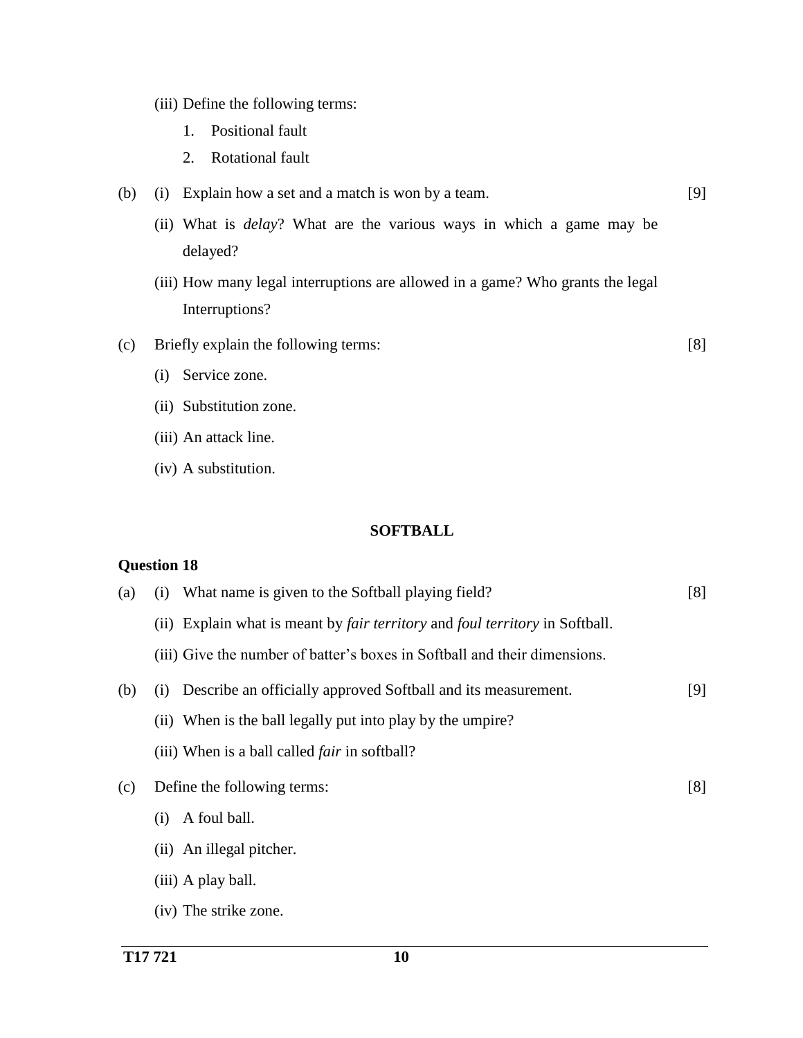(iii) Define the following terms:

1. Positional fault
2. Rotational fault

(b) (i) Explain how a set and a match is won by a team. [9]

(ii) What is *delay*? What are the various ways in which a game may be delayed?

(iii) How many legal interruptions are allowed in a game? Who grants the legal Interruptions?

(c) Briefly explain the following terms: [8]

(i) Service zone.

(ii) Substitution zone.

(iii) An attack line.

(iv) A substitution.

## SOFTBALL

**Question 18**

(a) (i) What name is given to the Softball playing field? [8]

(ii) Explain what is meant by *fair territory* and *foul territory* in Softball.

(iii) Give the number of batter's boxes in Softball and their dimensions.

(b) (i) Describe an officially approved Softball and its measurement. [9]

(ii) When is the ball legally put into play by the umpire?

(iii) When is a ball called *fair* in softball?

(c) Define the following terms: [8]

(i) A foul ball.

(ii) An illegal pitcher.

(iii) A play ball.

(iv) The strike zone.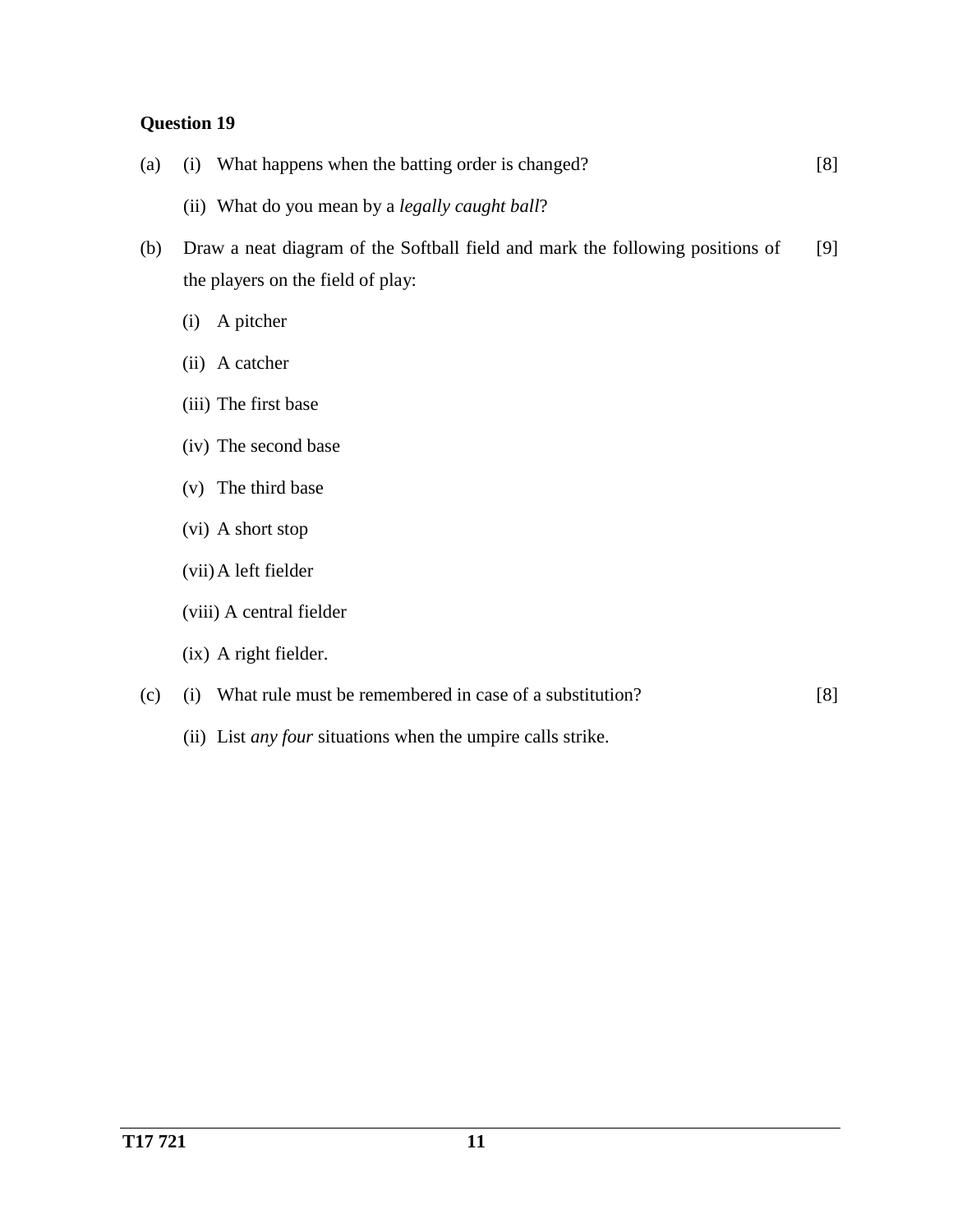**Question 19**

(a) (i) What happens when the batting order is changed? [8]

(ii) What do you mean by a *legally caught ball*?

(b) Draw a neat diagram of the Softball field and mark the following positions of the players on the field of play: [9]

(i) A pitcher

(ii) A catcher

(iii) The first base

(iv) The second base

(v) The third base

(vi) A short stop

(vii) A left fielder

(viii) A central fielder

(ix) A right fielder.

(c) (i) What rule must be remembered in case of a substitution? [8]

(ii) List *any four* situations when the umpire calls strike.